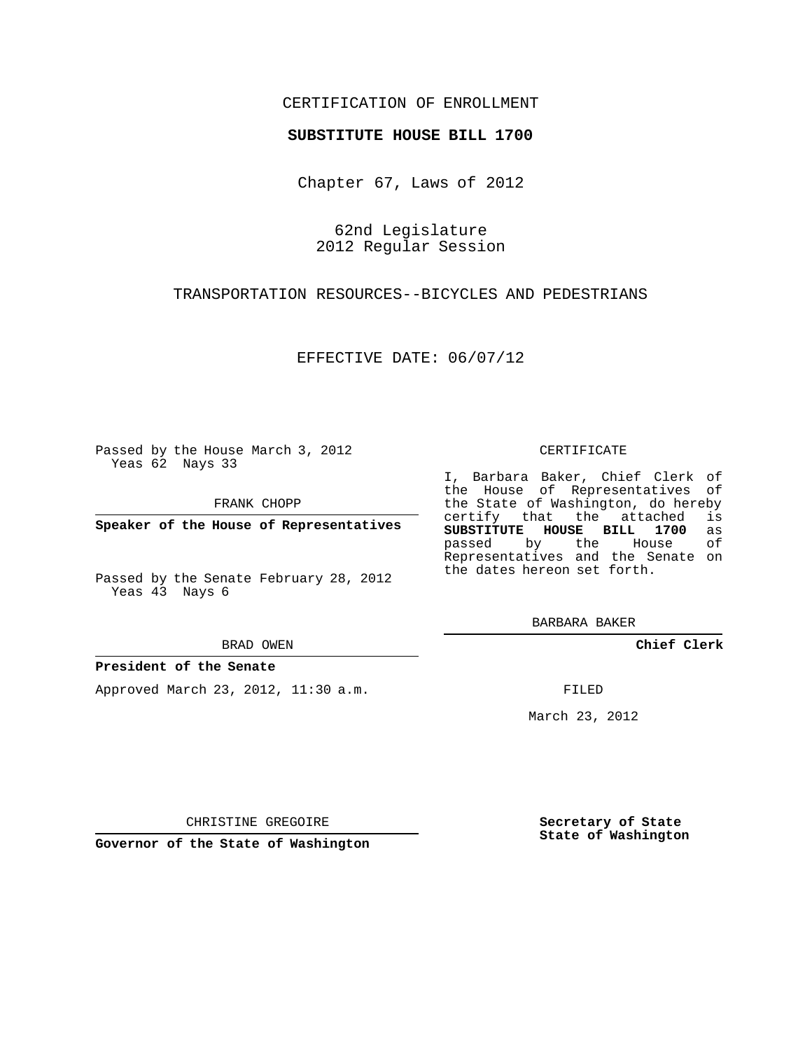CERTIFICATION OF ENROLLMENT

**SUBSTITUTE HOUSE BILL 1700**

Chapter 67, Laws of 2012

62nd Legislature
2012 Regular Session

TRANSPORTATION RESOURCES--BICYCLES AND PEDESTRIANS

EFFECTIVE DATE: 06/07/12

Passed by the House March 3, 2012
Yeas 62 Nays 33

FRANK CHOPP

**Speaker of the House of Representatives**

Passed by the Senate February 28, 2012
Yeas 43 Nays 6

BRAD OWEN

**President of the Senate**

Approved March 23, 2012, 11:30 a.m.

CHRISTINE GREGOIRE

**Governor of the State of Washington**

CERTIFICATE

I, Barbara Baker, Chief Clerk of the House of Representatives of the State of Washington, do hereby certify that the attached is **SUBSTITUTE HOUSE BILL 1700** as passed by the House of Representatives and the Senate on the dates hereon set forth.

BARBARA BAKER

**Chief Clerk**

FILED

March 23, 2012

**Secretary of State**
**State of Washington**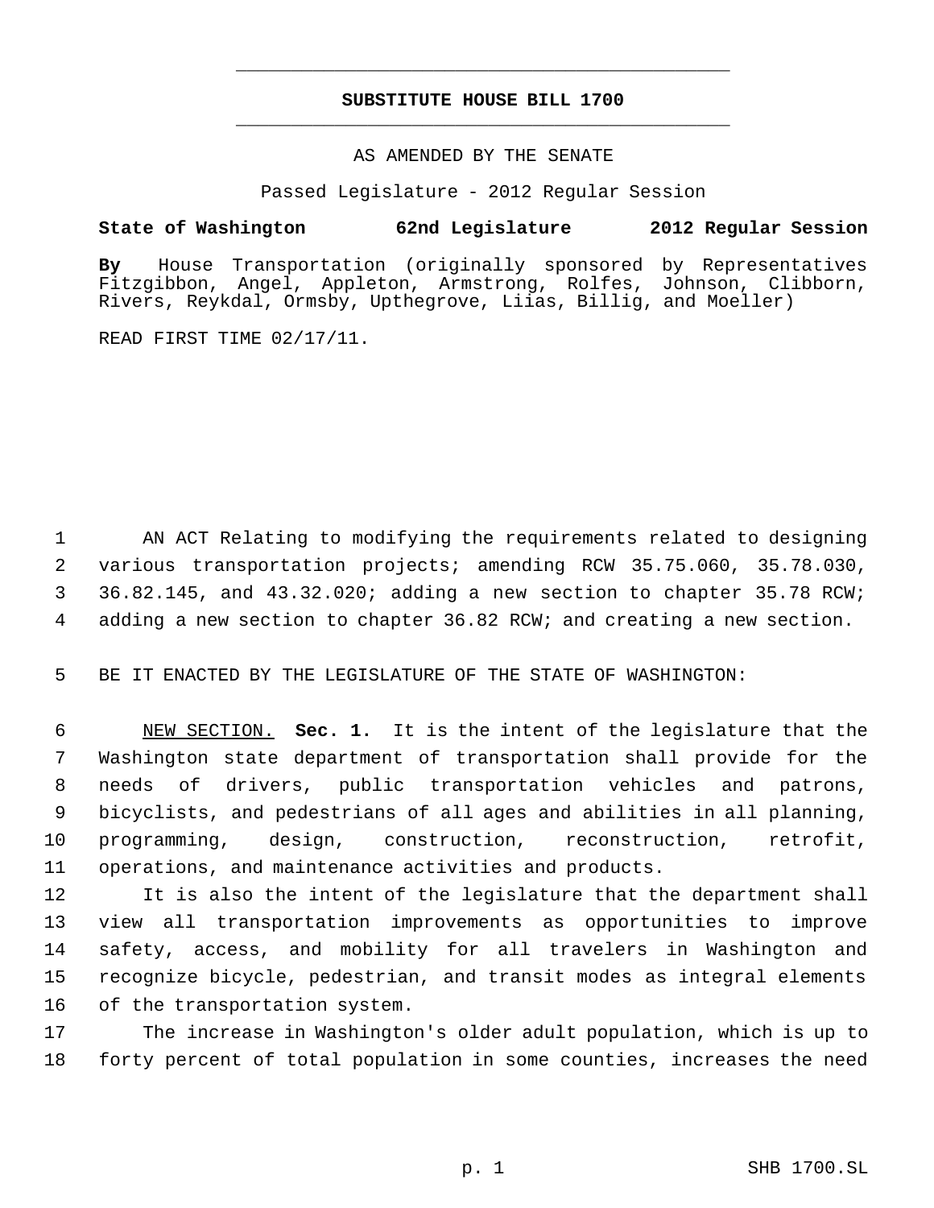# SUBSTITUTE HOUSE BILL 1700

AS AMENDED BY THE SENATE

Passed Legislature - 2012 Regular Session

**State of Washington 62nd Legislature 2012 Regular Session**

**By** House Transportation (originally sponsored by Representatives Fitzgibbon, Angel, Appleton, Armstrong, Rolfes, Johnson, Clibborn, Rivers, Reykdal, Ormsby, Upthegrove, Liias, Billig, and Moeller)

READ FIRST TIME 02/17/11.

AN ACT Relating to modifying the requirements related to designing various transportation projects; amending RCW 35.75.060, 35.78.030, 36.82.145, and 43.32.020; adding a new section to chapter 35.78 RCW; adding a new section to chapter 36.82 RCW; and creating a new section.

BE IT ENACTED BY THE LEGISLATURE OF THE STATE OF WASHINGTON:

NEW SECTION. **Sec. 1.** It is the intent of the legislature that the Washington state department of transportation shall provide for the needs of drivers, public transportation vehicles and patrons, bicyclists, and pedestrians of all ages and abilities in all planning, programming, design, construction, reconstruction, retrofit, operations, and maintenance activities and products.

It is also the intent of the legislature that the department shall view all transportation improvements as opportunities to improve safety, access, and mobility for all travelers in Washington and recognize bicycle, pedestrian, and transit modes as integral elements of the transportation system.

The increase in Washington's older adult population, which is up to forty percent of total population in some counties, increases the need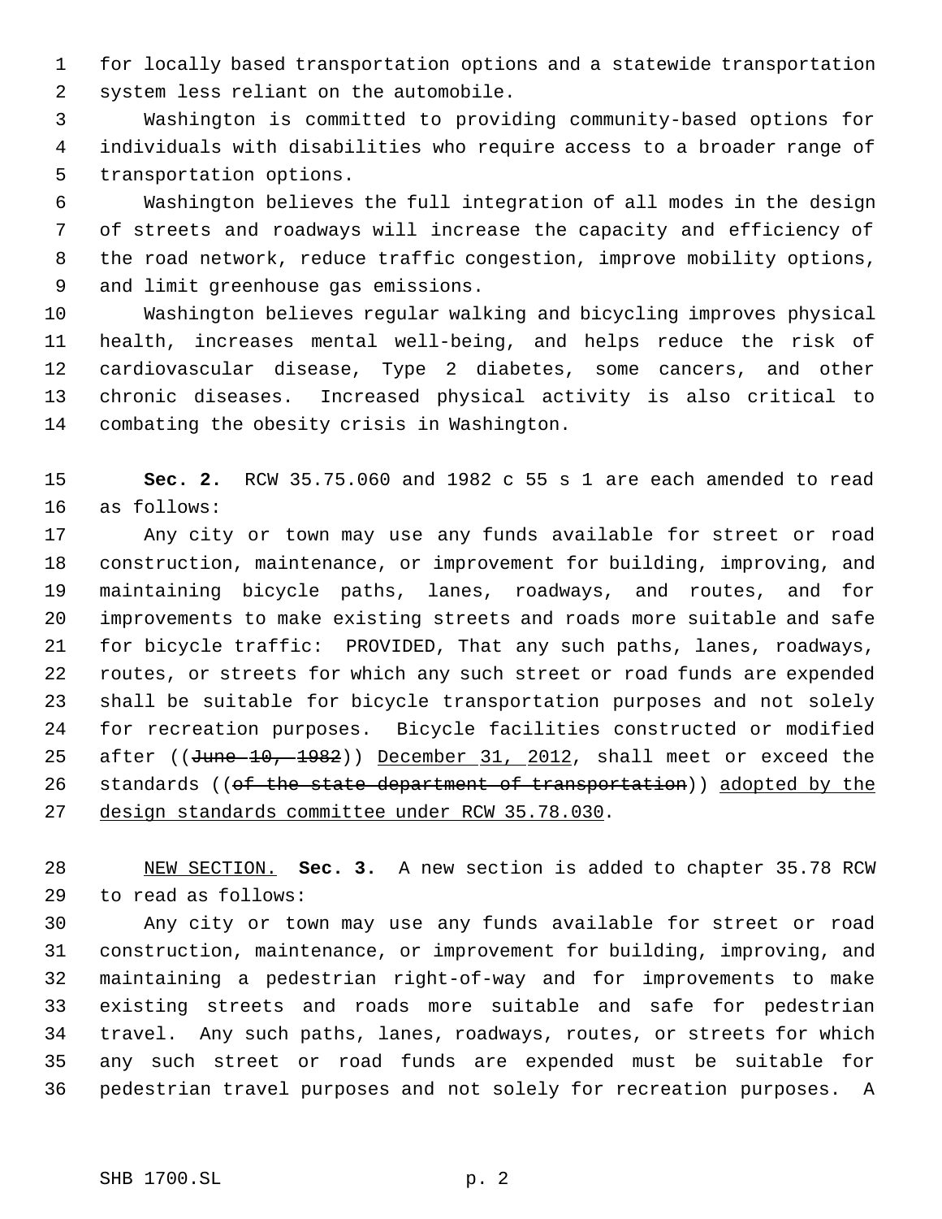for locally based transportation options and a statewide transportation system less reliant on the automobile.

Washington is committed to providing community-based options for individuals with disabilities who require access to a broader range of transportation options.

Washington believes the full integration of all modes in the design of streets and roadways will increase the capacity and efficiency of the road network, reduce traffic congestion, improve mobility options, and limit greenhouse gas emissions.

Washington believes regular walking and bicycling improves physical health, increases mental well-being, and helps reduce the risk of cardiovascular disease, Type 2 diabetes, some cancers, and other chronic diseases. Increased physical activity is also critical to combating the obesity crisis in Washington.

**Sec. 2.** RCW 35.75.060 and 1982 c 55 s 1 are each amended to read as follows:

Any city or town may use any funds available for street or road construction, maintenance, or improvement for building, improving, and maintaining bicycle paths, lanes, roadways, and routes, and for improvements to make existing streets and roads more suitable and safe for bicycle traffic: PROVIDED, That any such paths, lanes, roadways, routes, or streets for which any such street or road funds are expended shall be suitable for bicycle transportation purposes and not solely for recreation purposes. Bicycle facilities constructed or modified after ((~~June 10, 1982~~)) <u>December 31, 2012</u>, shall meet or exceed the standards ((~~of the state department of transportation~~)) <u>adopted by the design standards committee under RCW 35.78.030</u>.

<u>NEW SECTION.</u> **Sec. 3.** A new section is added to chapter 35.78 RCW to read as follows:

Any city or town may use any funds available for street or road construction, maintenance, or improvement for building, improving, and maintaining a pedestrian right-of-way and for improvements to make existing streets and roads more suitable and safe for pedestrian travel. Any such paths, lanes, roadways, routes, or streets for which any such street or road funds are expended must be suitable for pedestrian travel purposes and not solely for recreation purposes. A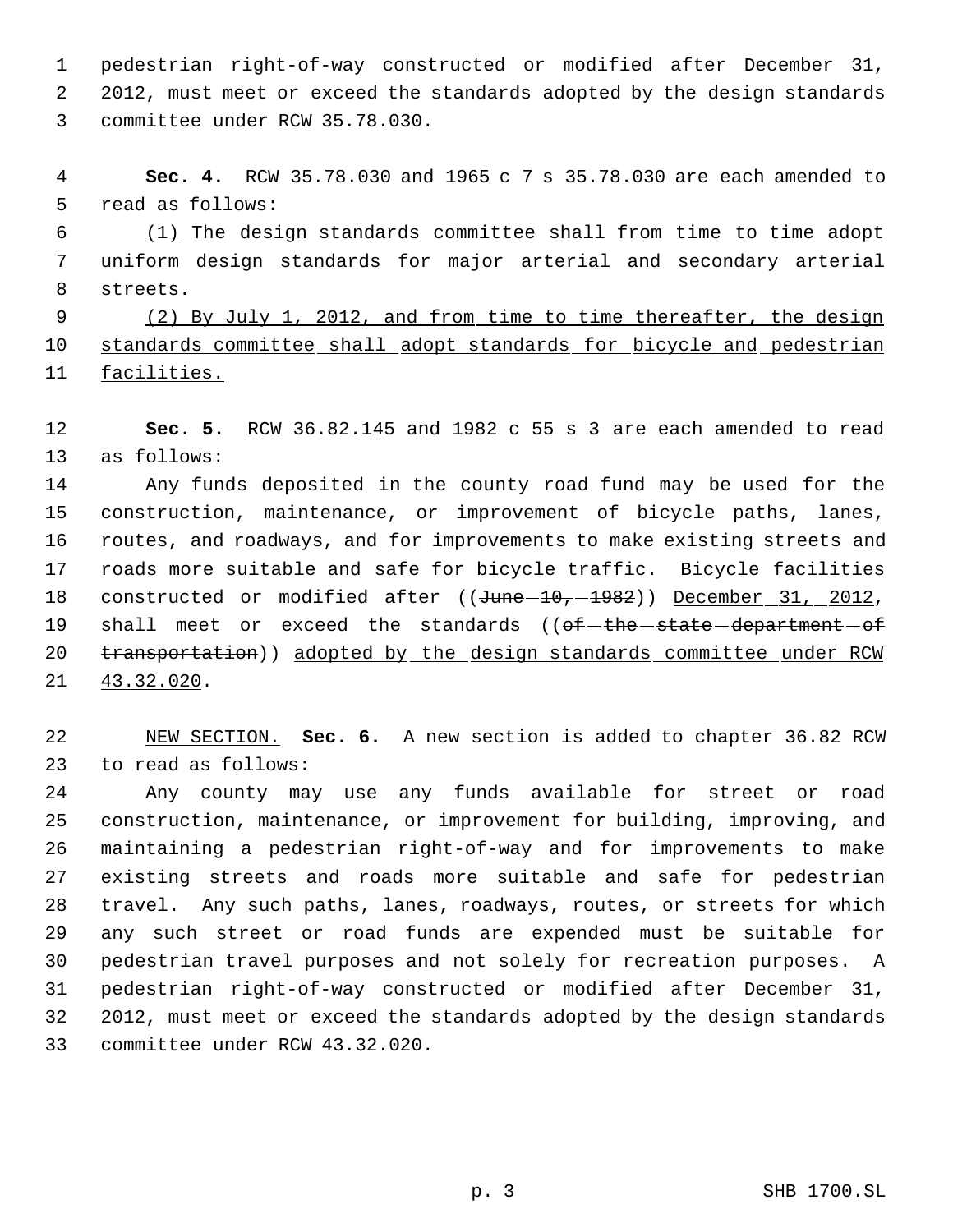pedestrian right-of-way constructed or modified after December 31, 2012, must meet or exceed the standards adopted by the design standards committee under RCW 35.78.030.

**Sec. 4.** RCW 35.78.030 and 1965 c 7 s 35.78.030 are each amended to read as follows:

(1) The design standards committee shall from time to time adopt uniform design standards for major arterial and secondary arterial streets.

(2) By July 1, 2012, and from time to time thereafter, the design standards committee shall adopt standards for bicycle and pedestrian facilities.

**Sec. 5.** RCW 36.82.145 and 1982 c 55 s 3 are each amended to read as follows:

Any funds deposited in the county road fund may be used for the construction, maintenance, or improvement of bicycle paths, lanes, routes, and roadways, and for improvements to make existing streets and roads more suitable and safe for bicycle traffic. Bicycle facilities constructed or modified after ((~~June 10, 1982~~)) December 31, 2012, shall meet or exceed the standards ((~~of the state department of transportation~~)) adopted by the design standards committee under RCW 43.32.020.

NEW SECTION. **Sec. 6.** A new section is added to chapter 36.82 RCW to read as follows:

Any county may use any funds available for street or road construction, maintenance, or improvement for building, improving, and maintaining a pedestrian right-of-way and for improvements to make existing streets and roads more suitable and safe for pedestrian travel. Any such paths, lanes, roadways, routes, or streets for which any such street or road funds are expended must be suitable for pedestrian travel purposes and not solely for recreation purposes. A pedestrian right-of-way constructed or modified after December 31, 2012, must meet or exceed the standards adopted by the design standards committee under RCW 43.32.020.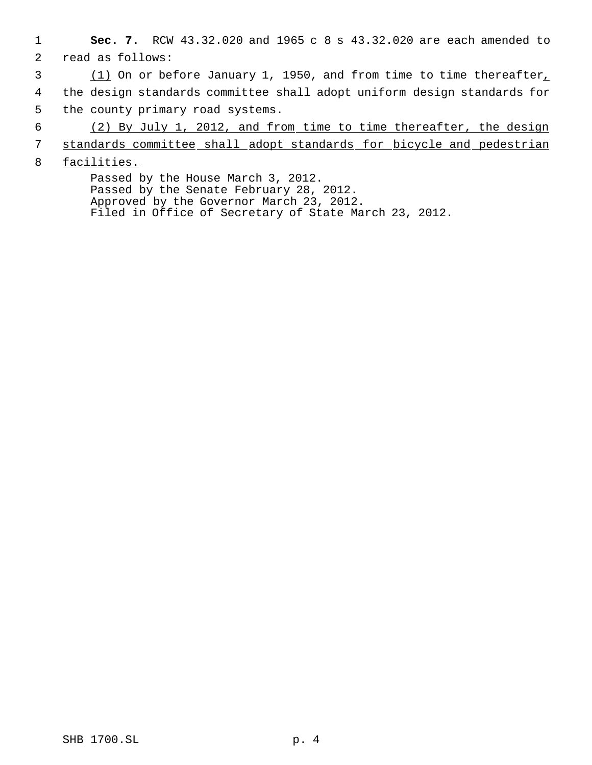**Sec. 7.** RCW 43.32.020 and 1965 c 8 s 43.32.020 are each amended to read as follows:

(1) On or before January 1, 1950, and from time to time thereafter, the design standards committee shall adopt uniform design standards for the county primary road systems.

(2) By July 1, 2012, and from time to time thereafter, the design standards committee shall adopt standards for bicycle and pedestrian facilities.

Passed by the House March 3, 2012.
Passed by the Senate February 28, 2012.
Approved by the Governor March 23, 2012.
Filed in Office of Secretary of State March 23, 2012.